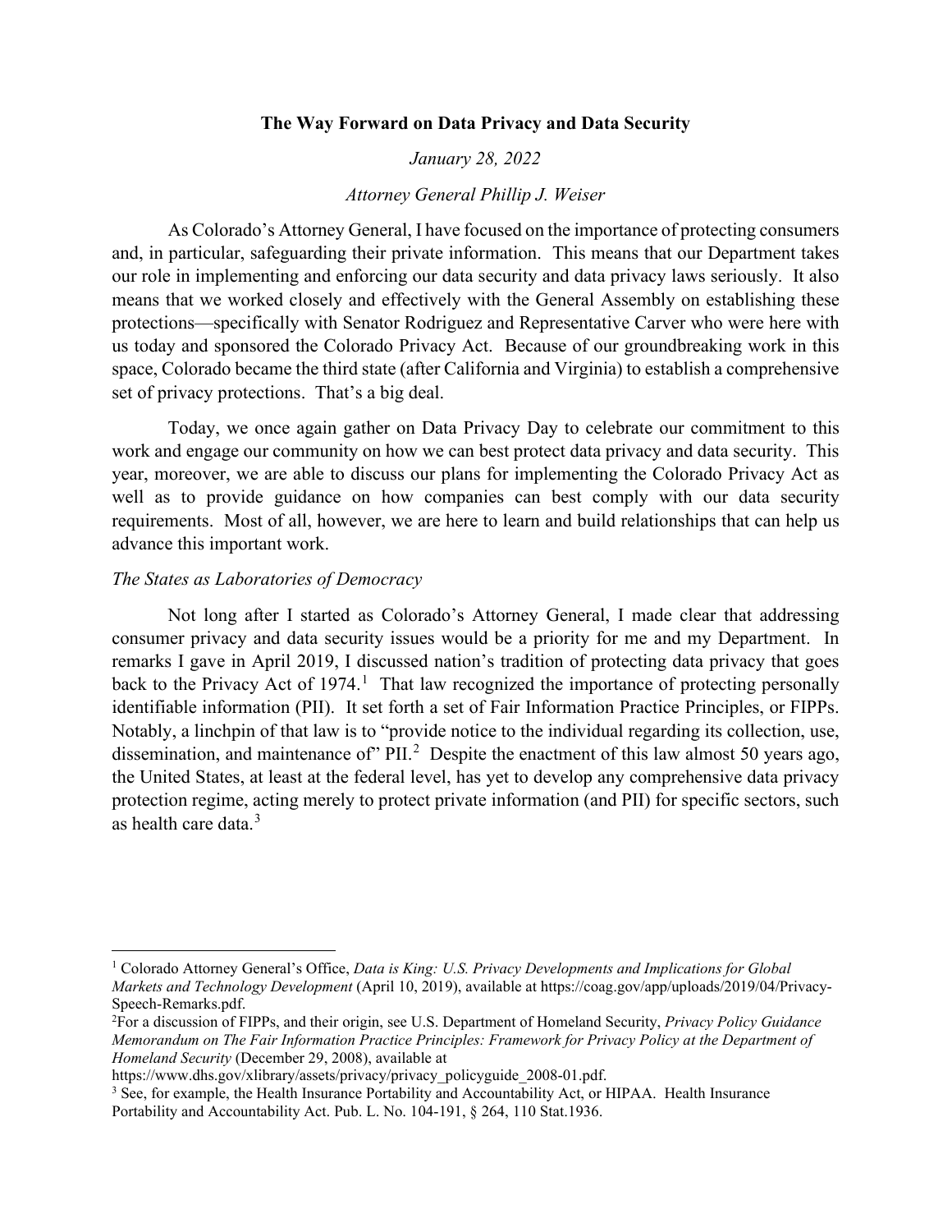**The Way Forward on Data Privacy and Data Security**

*January 28, 2022*

*Attorney General Phillip J. Weiser*

As Colorado's Attorney General, I have focused on the importance of protecting consumers and, in particular, safeguarding their private information. This means that our Department takes our role in implementing and enforcing our data security and data privacy laws seriously. It also means that we worked closely and effectively with the General Assembly on establishing these protections—specifically with Senator Rodriguez and Representative Carver who were here with us today and sponsored the Colorado Privacy Act. Because of our groundbreaking work in this space, Colorado became the third state (after California and Virginia) to establish a comprehensive set of privacy protections. That's a big deal.

Today, we once again gather on Data Privacy Day to celebrate our commitment to this work and engage our community on how we can best protect data privacy and data security. This year, moreover, we are able to discuss our plans for implementing the Colorado Privacy Act as well as to provide guidance on how companies can best comply with our data security requirements. Most of all, however, we are here to learn and build relationships that can help us advance this important work.

*The States as Laboratories of Democracy*

Not long after I started as Colorado's Attorney General, I made clear that addressing consumer privacy and data security issues would be a priority for me and my Department. In remarks I gave in April 2019, I discussed nation's tradition of protecting data privacy that goes back to the Privacy Act of 1974.[1] That law recognized the importance of protecting personally identifiable information (PII). It set forth a set of Fair Information Practice Principles, or FIPPs. Notably, a linchpin of that law is to "provide notice to the individual regarding its collection, use, dissemination, and maintenance of" PII.[2] Despite the enactment of this law almost 50 years ago, the United States, at least at the federal level, has yet to develop any comprehensive data privacy protection regime, acting merely to protect private information (and PII) for specific sectors, such as health care data.[3]

---

[1] Colorado Attorney General's Office, *Data is King: U.S. Privacy Developments and Implications for Global Markets and Technology Development* (April 10, 2019), available at https://coag.gov/app/uploads/2019/04/Privacy-Speech-Remarks.pdf.

[2] For a discussion of FIPPs, and their origin, see U.S. Department of Homeland Security, *Privacy Policy Guidance Memorandum on The Fair Information Practice Principles: Framework for Privacy Policy at the Department of Homeland Security* (December 29, 2008), available at https://www.dhs.gov/xlibrary/assets/privacy/privacy_policyguide_2008-01.pdf.

[3] See, for example, the Health Insurance Portability and Accountability Act, or HIPAA. Health Insurance Portability and Accountability Act. Pub. L. No. 104-191, § 264, 110 Stat.1936.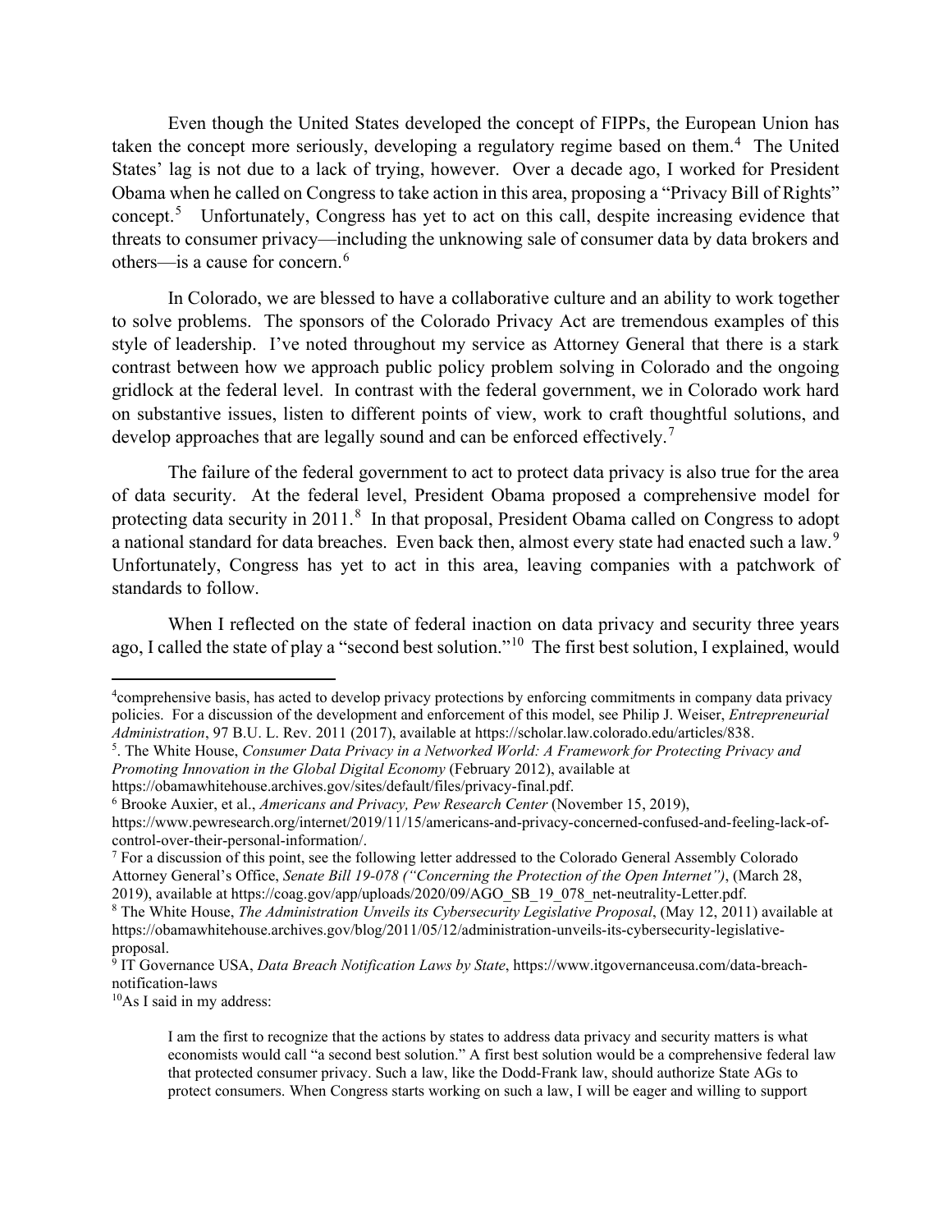Even though the United States developed the concept of FIPPs, the European Union has taken the concept more seriously, developing a regulatory regime based on them.[4] The United States' lag is not due to a lack of trying, however. Over a decade ago, I worked for President Obama when he called on Congress to take action in this area, proposing a "Privacy Bill of Rights" concept.[5] Unfortunately, Congress has yet to act on this call, despite increasing evidence that threats to consumer privacy—including the unknowing sale of consumer data by data brokers and others—is a cause for concern.[6]

In Colorado, we are blessed to have a collaborative culture and an ability to work together to solve problems. The sponsors of the Colorado Privacy Act are tremendous examples of this style of leadership. I've noted throughout my service as Attorney General that there is a stark contrast between how we approach public policy problem solving in Colorado and the ongoing gridlock at the federal level. In contrast with the federal government, we in Colorado work hard on substantive issues, listen to different points of view, work to craft thoughtful solutions, and develop approaches that are legally sound and can be enforced effectively.[7]

The failure of the federal government to act to protect data privacy is also true for the area of data security. At the federal level, President Obama proposed a comprehensive model for protecting data security in 2011.[8] In that proposal, President Obama called on Congress to adopt a national standard for data breaches. Even back then, almost every state had enacted such a law.[9] Unfortunately, Congress has yet to act in this area, leaving companies with a patchwork of standards to follow.

When I reflected on the state of federal inaction on data privacy and security three years ago, I called the state of play a "second best solution."[10] The first best solution, I explained, would

---

[4]comprehensive basis, has acted to develop privacy protections by enforcing commitments in company data privacy policies. For a discussion of the development and enforcement of this model, see Philip J. Weiser, *Entrepreneurial Administration*, 97 B.U. L. Rev. 2011 (2017), available at https://scholar.law.colorado.edu/articles/838.

[5]. The White House, *Consumer Data Privacy in a Networked World: A Framework for Protecting Privacy and Promoting Innovation in the Global Digital Economy* (February 2012), available at https://obamawhitehouse.archives.gov/sites/default/files/privacy-final.pdf.

[6] Brooke Auxier, et al., *Americans and Privacy, Pew Research Center* (November 15, 2019), https://www.pewresearch.org/internet/2019/11/15/americans-and-privacy-concerned-confused-and-feeling-lack-of-control-over-their-personal-information/.

[7] For a discussion of this point, see the following letter addressed to the Colorado General Assembly Colorado Attorney General's Office, *Senate Bill 19-078 ("Concerning the Protection of the Open Internet")*, (March 28, 2019), available at https://coag.gov/app/uploads/2020/09/AGO_SB_19_078_net-neutrality-Letter.pdf.

[8] The White House, *The Administration Unveils its Cybersecurity Legislative Proposal*, (May 12, 2011) available at https://obamawhitehouse.archives.gov/blog/2011/05/12/administration-unveils-its-cybersecurity-legislative-proposal.

[9] IT Governance USA, *Data Breach Notification Laws by State*, https://www.itgovernanceusa.com/data-breach-notification-laws

[10]As I said in my address:

> I am the first to recognize that the actions by states to address data privacy and security matters is what economists would call "a second best solution." A first best solution would be a comprehensive federal law that protected consumer privacy. Such a law, like the Dodd-Frank law, should authorize State AGs to protect consumers. When Congress starts working on such a law, I will be eager and willing to support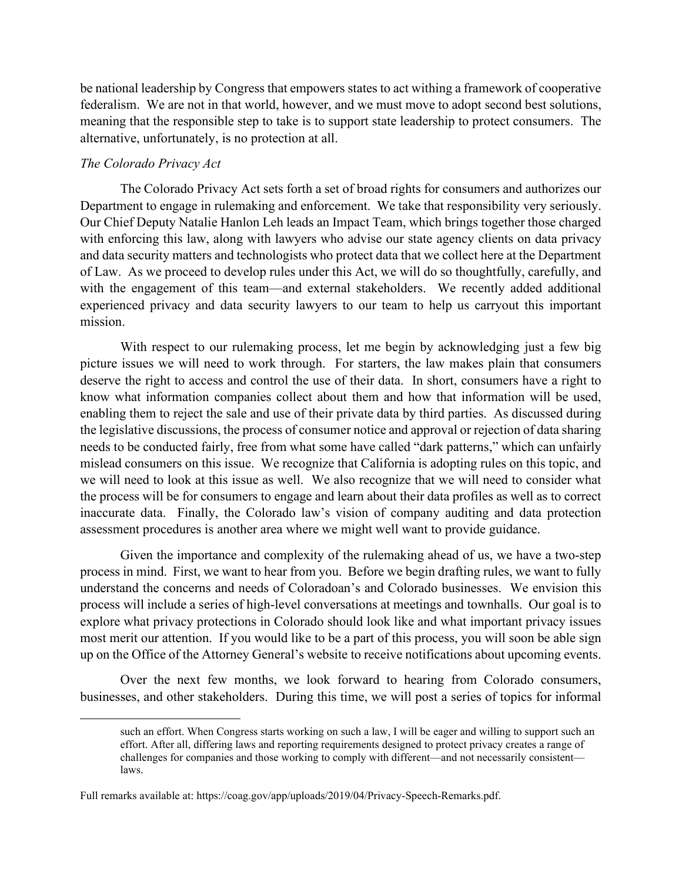be national leadership by Congress that empowers states to act withing a framework of cooperative federalism. We are not in that world, however, and we must move to adopt second best solutions, meaning that the responsible step to take is to support state leadership to protect consumers. The alternative, unfortunately, is no protection at all.

*The Colorado Privacy Act*

The Colorado Privacy Act sets forth a set of broad rights for consumers and authorizes our Department to engage in rulemaking and enforcement. We take that responsibility very seriously. Our Chief Deputy Natalie Hanlon Leh leads an Impact Team, which brings together those charged with enforcing this law, along with lawyers who advise our state agency clients on data privacy and data security matters and technologists who protect data that we collect here at the Department of Law. As we proceed to develop rules under this Act, we will do so thoughtfully, carefully, and with the engagement of this team—and external stakeholders. We recently added additional experienced privacy and data security lawyers to our team to help us carryout this important mission.

With respect to our rulemaking process, let me begin by acknowledging just a few big picture issues we will need to work through. For starters, the law makes plain that consumers deserve the right to access and control the use of their data. In short, consumers have a right to know what information companies collect about them and how that information will be used, enabling them to reject the sale and use of their private data by third parties. As discussed during the legislative discussions, the process of consumer notice and approval or rejection of data sharing needs to be conducted fairly, free from what some have called "dark patterns," which can unfairly mislead consumers on this issue. We recognize that California is adopting rules on this topic, and we will need to look at this issue as well. We also recognize that we will need to consider what the process will be for consumers to engage and learn about their data profiles as well as to correct inaccurate data. Finally, the Colorado law's vision of company auditing and data protection assessment procedures is another area where we might well want to provide guidance.

Given the importance and complexity of the rulemaking ahead of us, we have a two-step process in mind. First, we want to hear from you. Before we begin drafting rules, we want to fully understand the concerns and needs of Coloradoan's and Colorado businesses. We envision this process will include a series of high-level conversations at meetings and townhalls. Our goal is to explore what privacy protections in Colorado should look like and what important privacy issues most merit our attention. If you would like to be a part of this process, you will soon be able sign up on the Office of the Attorney General's website to receive notifications about upcoming events.

Over the next few months, we look forward to hearing from Colorado consumers, businesses, and other stakeholders. During this time, we will post a series of topics for informal

---

such an effort. When Congress starts working on such a law, I will be eager and willing to support such an effort. After all, differing laws and reporting requirements designed to protect privacy creates a range of challenges for companies and those working to comply with different—and not necessarily consistent—laws.

Full remarks available at: https://coag.gov/app/uploads/2019/04/Privacy-Speech-Remarks.pdf.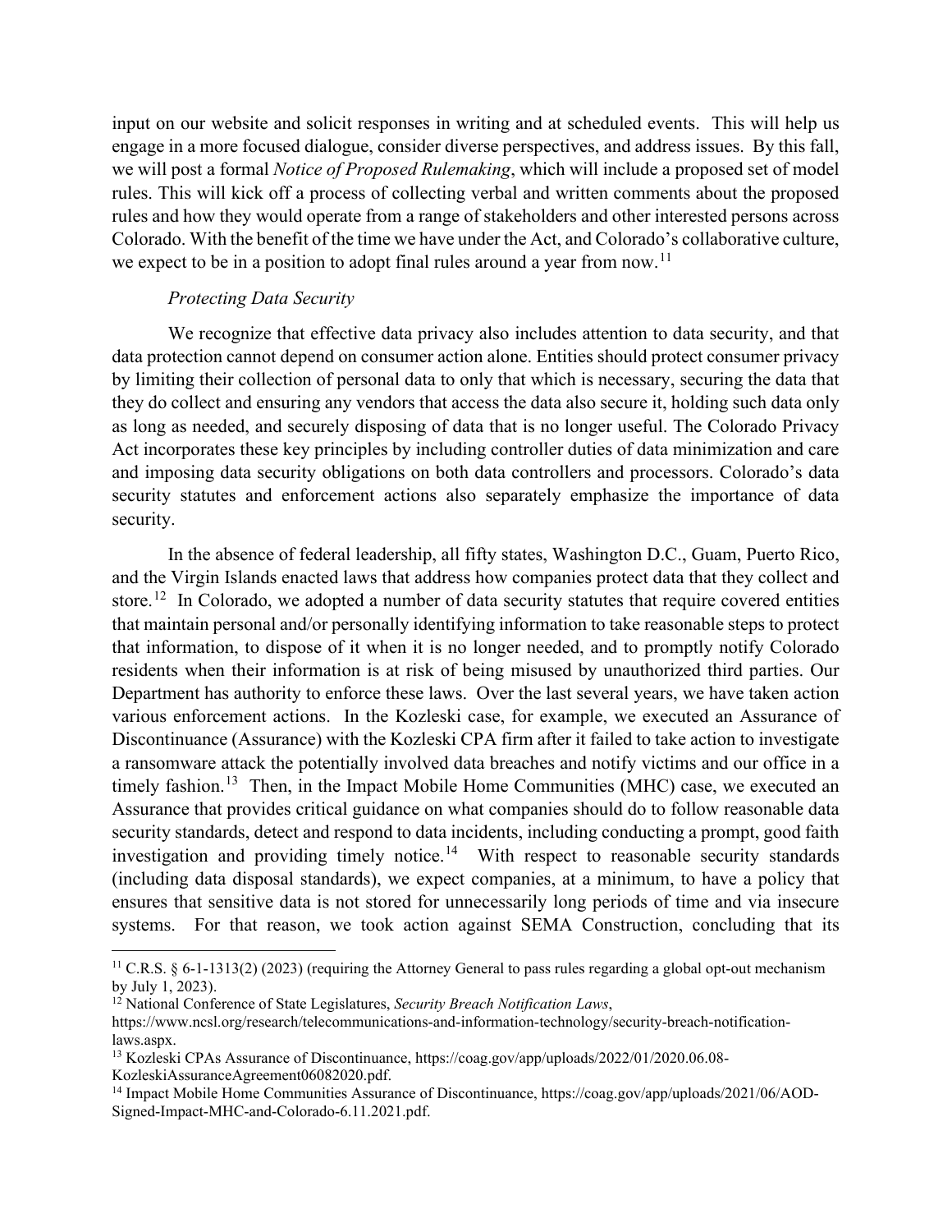input on our website and solicit responses in writing and at scheduled events. This will help us engage in a more focused dialogue, consider diverse perspectives, and address issues. By this fall, we will post a formal *Notice of Proposed Rulemaking*, which will include a proposed set of model rules. This will kick off a process of collecting verbal and written comments about the proposed rules and how they would operate from a range of stakeholders and other interested persons across Colorado. With the benefit of the time we have under the Act, and Colorado's collaborative culture, we expect to be in a position to adopt final rules around a year from now.[11]

*Protecting Data Security*

We recognize that effective data privacy also includes attention to data security, and that data protection cannot depend on consumer action alone. Entities should protect consumer privacy by limiting their collection of personal data to only that which is necessary, securing the data that they do collect and ensuring any vendors that access the data also secure it, holding such data only as long as needed, and securely disposing of data that is no longer useful. The Colorado Privacy Act incorporates these key principles by including controller duties of data minimization and care and imposing data security obligations on both data controllers and processors. Colorado's data security statutes and enforcement actions also separately emphasize the importance of data security.

In the absence of federal leadership, all fifty states, Washington D.C., Guam, Puerto Rico, and the Virgin Islands enacted laws that address how companies protect data that they collect and store.[12] In Colorado, we adopted a number of data security statutes that require covered entities that maintain personal and/or personally identifying information to take reasonable steps to protect that information, to dispose of it when it is no longer needed, and to promptly notify Colorado residents when their information is at risk of being misused by unauthorized third parties. Our Department has authority to enforce these laws. Over the last several years, we have taken action various enforcement actions. In the Kozleski case, for example, we executed an Assurance of Discontinuance (Assurance) with the Kozleski CPA firm after it failed to take action to investigate a ransomware attack the potentially involved data breaches and notify victims and our office in a timely fashion.[13] Then, in the Impact Mobile Home Communities (MHC) case, we executed an Assurance that provides critical guidance on what companies should do to follow reasonable data security standards, detect and respond to data incidents, including conducting a prompt, good faith investigation and providing timely notice.[14] With respect to reasonable security standards (including data disposal standards), we expect companies, at a minimum, to have a policy that ensures that sensitive data is not stored for unnecessarily long periods of time and via insecure systems. For that reason, we took action against SEMA Construction, concluding that its

---

[11] C.R.S. § 6-1-1313(2) (2023) (requiring the Attorney General to pass rules regarding a global opt-out mechanism by July 1, 2023).

[12] National Conference of State Legislatures, *Security Breach Notification Laws*, https://www.ncsl.org/research/telecommunications-and-information-technology/security-breach-notification-laws.aspx.

[13] Kozleski CPAs Assurance of Discontinuance, https://coag.gov/app/uploads/2022/01/2020.06.08-KozleskiAssuranceAgreement06082020.pdf.

[14] Impact Mobile Home Communities Assurance of Discontinuance, https://coag.gov/app/uploads/2021/06/AOD-Signed-Impact-MHC-and-Colorado-6.11.2021.pdf.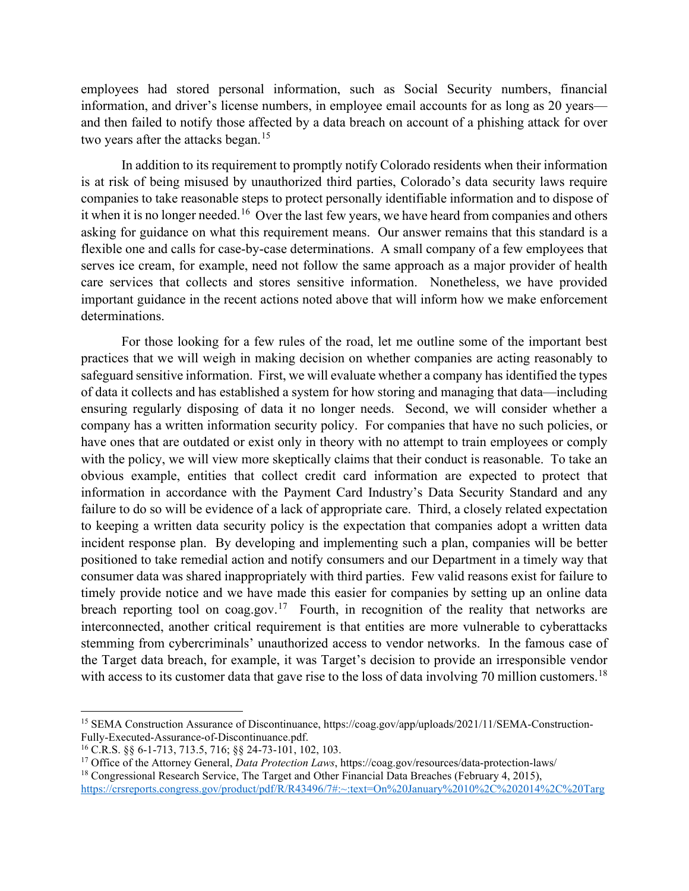employees had stored personal information, such as Social Security numbers, financial information, and driver's license numbers, in employee email accounts for as long as 20 years—and then failed to notify those affected by a data breach on account of a phishing attack for over two years after the attacks began.[15]

In addition to its requirement to promptly notify Colorado residents when their information is at risk of being misused by unauthorized third parties, Colorado's data security laws require companies to take reasonable steps to protect personally identifiable information and to dispose of it when it is no longer needed.[16] Over the last few years, we have heard from companies and others asking for guidance on what this requirement means. Our answer remains that this standard is a flexible one and calls for case-by-case determinations. A small company of a few employees that serves ice cream, for example, need not follow the same approach as a major provider of health care services that collects and stores sensitive information. Nonetheless, we have provided important guidance in the recent actions noted above that will inform how we make enforcement determinations.

For those looking for a few rules of the road, let me outline some of the important best practices that we will weigh in making decision on whether companies are acting reasonably to safeguard sensitive information. First, we will evaluate whether a company has identified the types of data it collects and has established a system for how storing and managing that data—including ensuring regularly disposing of data it no longer needs. Second, we will consider whether a company has a written information security policy. For companies that have no such policies, or have ones that are outdated or exist only in theory with no attempt to train employees or comply with the policy, we will view more skeptically claims that their conduct is reasonable. To take an obvious example, entities that collect credit card information are expected to protect that information in accordance with the Payment Card Industry's Data Security Standard and any failure to do so will be evidence of a lack of appropriate care. Third, a closely related expectation to keeping a written data security policy is the expectation that companies adopt a written data incident response plan. By developing and implementing such a plan, companies will be better positioned to take remedial action and notify consumers and our Department in a timely way that consumer data was shared inappropriately with third parties. Few valid reasons exist for failure to timely provide notice and we have made this easier for companies by setting up an online data breach reporting tool on coag.gov.[17] Fourth, in recognition of the reality that networks are interconnected, another critical requirement is that entities are more vulnerable to cyberattacks stemming from cybercriminals' unauthorized access to vendor networks. In the famous case of the Target data breach, for example, it was Target's decision to provide an irresponsible vendor with access to its customer data that gave rise to the loss of data involving 70 million customers.[18]

---

[15] SEMA Construction Assurance of Discontinuance, https://coag.gov/app/uploads/2021/11/SEMA-Construction-Fully-Executed-Assurance-of-Discontinuance.pdf.

[16] C.R.S. §§ 6-1-713, 713.5, 716; §§ 24-73-101, 102, 103.

[17] Office of the Attorney General, *Data Protection Laws*, https://coag.gov/resources/data-protection-laws/

[18] Congressional Research Service, The Target and Other Financial Data Breaches (February 4, 2015), https://crsreports.congress.gov/product/pdf/R/R43496/7#:~:text=On%20January%2010%2C%202014%2C%20Targ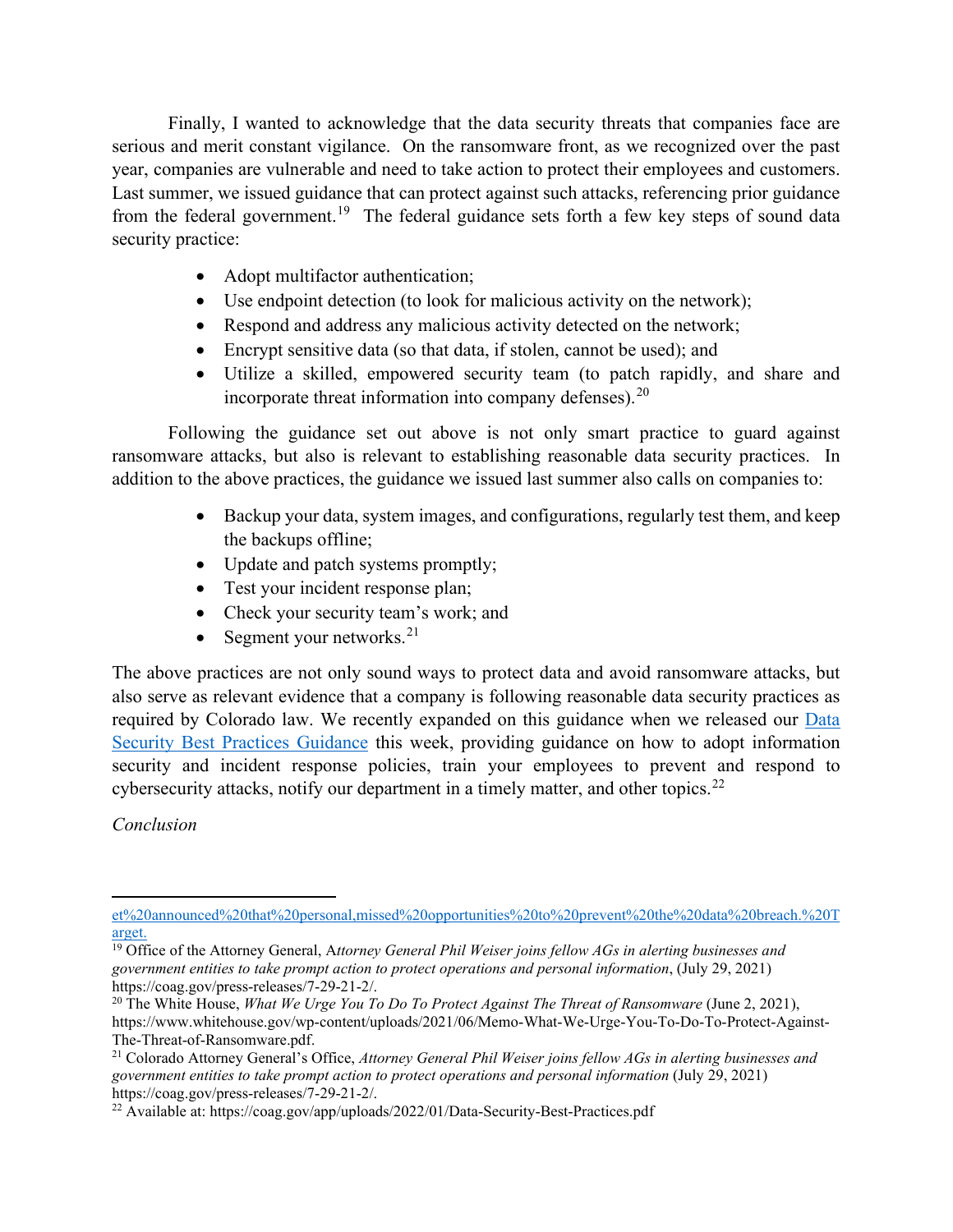Finally, I wanted to acknowledge that the data security threats that companies face are serious and merit constant vigilance. On the ransomware front, as we recognized over the past year, companies are vulnerable and need to take action to protect their employees and customers. Last summer, we issued guidance that can protect against such attacks, referencing prior guidance from the federal government.[19] The federal guidance sets forth a few key steps of sound data security practice:

- Adopt multifactor authentication;
- Use endpoint detection (to look for malicious activity on the network);
- Respond and address any malicious activity detected on the network;
- Encrypt sensitive data (so that data, if stolen, cannot be used); and
- Utilize a skilled, empowered security team (to patch rapidly, and share and incorporate threat information into company defenses).[20]

Following the guidance set out above is not only smart practice to guard against ransomware attacks, but also is relevant to establishing reasonable data security practices. In addition to the above practices, the guidance we issued last summer also calls on companies to:

- Backup your data, system images, and configurations, regularly test them, and keep the backups offline;
- Update and patch systems promptly;
- Test your incident response plan;
- Check your security team's work; and
- Segment your networks.[21]

The above practices are not only sound ways to protect data and avoid ransomware attacks, but also serve as relevant evidence that a company is following reasonable data security practices as required by Colorado law. We recently expanded on this guidance when we released our [Data Security Best Practices Guidance](https://coag.gov/app/uploads/2022/01/Data-Security-Best-Practices.pdf) this week, providing guidance on how to adopt information security and incident response policies, train your employees to prevent and respond to cybersecurity attacks, notify our department in a timely matter, and other topics.[22]

*Conclusion*

---

et%20announced%20that%20personal,missed%20opportunities%20to%20prevent%20the%20data%20breach.%20Target.

[19] Office of the Attorney General, A*ttorney General Phil Weiser joins fellow AGs in alerting businesses and government entities to take prompt action to protect operations and personal information*, (July 29, 2021) https://coag.gov/press-releases/7-29-21-2/.

[20] The White House, *What We Urge You To Do To Protect Against The Threat of Ransomware* (June 2, 2021), https://www.whitehouse.gov/wp-content/uploads/2021/06/Memo-What-We-Urge-You-To-Do-To-Protect-Against-The-Threat-of-Ransomware.pdf.

[21] Colorado Attorney General's Office, *Attorney General Phil Weiser joins fellow AGs in alerting businesses and government entities to take prompt action to protect operations and personal information* (July 29, 2021) https://coag.gov/press-releases/7-29-21-2/.

[22] Available at: https://coag.gov/app/uploads/2022/01/Data-Security-Best-Practices.pdf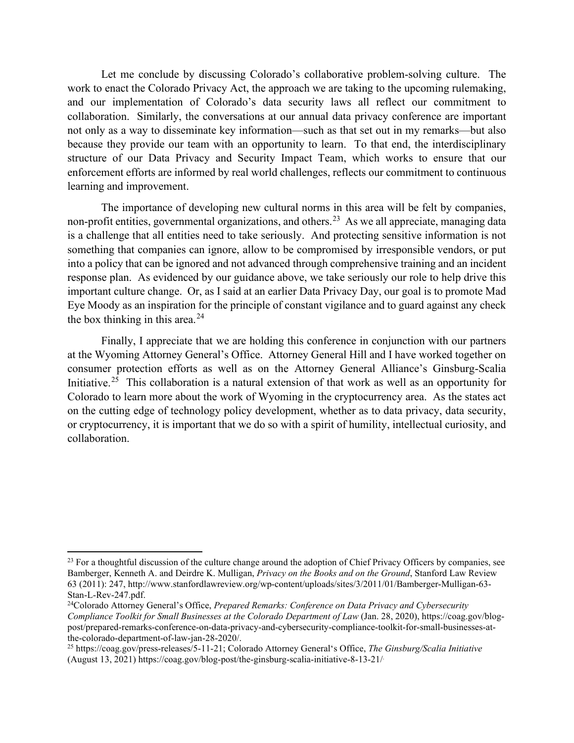Let me conclude by discussing Colorado's collaborative problem-solving culture. The work to enact the Colorado Privacy Act, the approach we are taking to the upcoming rulemaking, and our implementation of Colorado's data security laws all reflect our commitment to collaboration. Similarly, the conversations at our annual data privacy conference are important not only as a way to disseminate key information—such as that set out in my remarks—but also because they provide our team with an opportunity to learn. To that end, the interdisciplinary structure of our Data Privacy and Security Impact Team, which works to ensure that our enforcement efforts are informed by real world challenges, reflects our commitment to continuous learning and improvement.

The importance of developing new cultural norms in this area will be felt by companies, non-profit entities, governmental organizations, and others.[23] As we all appreciate, managing data is a challenge that all entities need to take seriously. And protecting sensitive information is not something that companies can ignore, allow to be compromised by irresponsible vendors, or put into a policy that can be ignored and not advanced through comprehensive training and an incident response plan. As evidenced by our guidance above, we take seriously our role to help drive this important culture change. Or, as I said at an earlier Data Privacy Day, our goal is to promote Mad Eye Moody as an inspiration for the principle of constant vigilance and to guard against any check the box thinking in this area.[24]

Finally, I appreciate that we are holding this conference in conjunction with our partners at the Wyoming Attorney General's Office. Attorney General Hill and I have worked together on consumer protection efforts as well as on the Attorney General Alliance's Ginsburg-Scalia Initiative.[25] This collaboration is a natural extension of that work as well as an opportunity for Colorado to learn more about the work of Wyoming in the cryptocurrency area. As the states act on the cutting edge of technology policy development, whether as to data privacy, data security, or cryptocurrency, it is important that we do so with a spirit of humility, intellectual curiosity, and collaboration.

---

[23] For a thoughtful discussion of the culture change around the adoption of Chief Privacy Officers by companies, see Bamberger, Kenneth A. and Deirdre K. Mulligan, *Privacy on the Books and on the Ground*, Stanford Law Review 63 (2011): 247, http://www.stanfordlawreview.org/wp-content/uploads/sites/3/2011/01/Bamberger-Mulligan-63-Stan-L-Rev-247.pdf.

[24] Colorado Attorney General's Office, *Prepared Remarks: Conference on Data Privacy and Cybersecurity Compliance Toolkit for Small Businesses at the Colorado Department of Law* (Jan. 28, 2020), https://coag.gov/blog-post/prepared-remarks-conference-on-data-privacy-and-cybersecurity-compliance-toolkit-for-small-businesses-at-the-colorado-department-of-law-jan-28-2020/.

[25] https://coag.gov/press-releases/5-11-21; Colorado Attorney General's Office, *The Ginsburg/Scalia Initiative* (August 13, 2021) https://coag.gov/blog-post/the-ginsburg-scalia-initiative-8-13-21/.